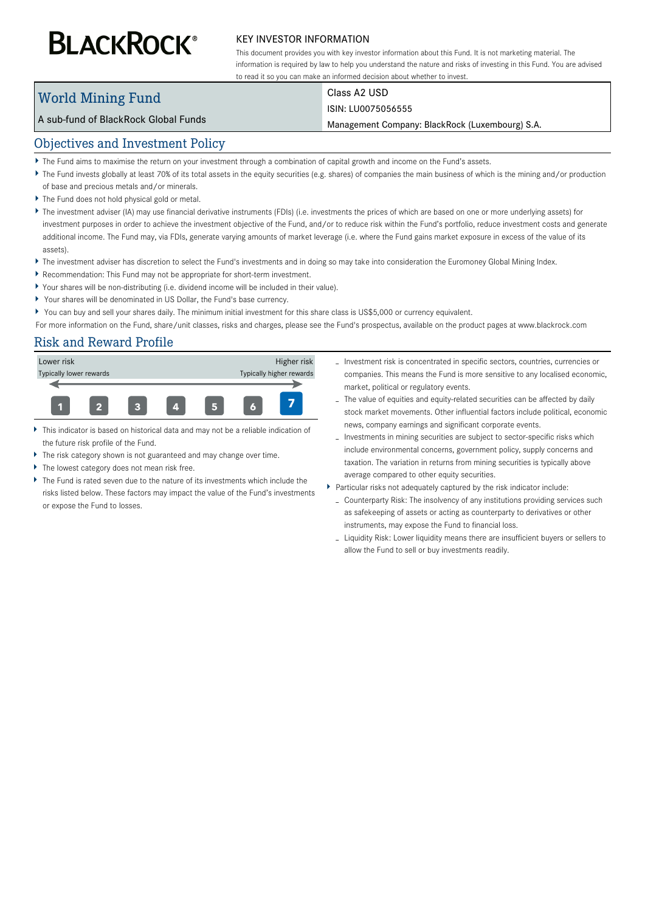# BLACKROCK®

## KEY INVESTOR INFORMATION

This document provides you with key investor information about this Fund. It is not marketing material. The information is required by law to help you understand the nature and risks of investing in this Fund. You are advised to read it so you can make an informed decision about whether to invest.

| World Mining Fund | Class A2 USD |
| --- | --- |
| A sub-fund of BlackRock Global Funds | ISIN: LU0075056555 |
| | Management Company: BlackRock (Luxembourg) S.A. |

## Objectives and Investment Policy

- The Fund aims to maximise the return on your investment through a combination of capital growth and income on the Fund's assets.
- The Fund invests globally at least 70% of its total assets in the equity securities (e.g. shares) of companies the main business of which is the mining and/or production of base and precious metals and/or minerals.
- The Fund does not hold physical gold or metal.
- The investment adviser (IA) may use financial derivative instruments (FDIs) (i.e. investments the prices of which are based on one or more underlying assets) for investment purposes in order to achieve the investment objective of the Fund, and/or to reduce risk within the Fund's portfolio, reduce investment costs and generate additional income. The Fund may, via FDIs, generate varying amounts of market leverage (i.e. where the Fund gains market exposure in excess of the value of its assets).
- The investment adviser has discretion to select the Fund's investments and in doing so may take into consideration the Euromoney Global Mining Index.
- Recommendation: This Fund may not be appropriate for short-term investment.
- Your shares will be non-distributing (i.e. dividend income will be included in their value).
- Your shares will be denominated in US Dollar, the Fund's base currency.
- You can buy and sell your shares daily. The minimum initial investment for this share class is US$5,000 or currency equivalent.

For more information on the Fund, share/unit classes, risks and charges, please see the Fund's prospectus, available on the product pages at www.blackrock.com

## Risk and Reward Profile

| Lower risk | | | | | | Higher risk |
| --- | --- | --- | --- | --- | --- | --- |
| Typically lower rewards | | | | | | Typically higher rewards |
| 1 | 2 | 3 | 4 | 5 | 6 | **7** |

- This indicator is based on historical data and may not be a reliable indication of the future risk profile of the Fund.
- The risk category shown is not guaranteed and may change over time.
- The lowest category does not mean risk free.
- The Fund is rated seven due to the nature of its investments which include the risks listed below. These factors may impact the value of the Fund's investments or expose the Fund to losses.
  - Investment risk is concentrated in specific sectors, countries, currencies or companies. This means the Fund is more sensitive to any localised economic, market, political or regulatory events.
  - The value of equities and equity-related securities can be affected by daily stock market movements. Other influential factors include political, economic news, company earnings and significant corporate events.
  - Investments in mining securities are subject to sector-specific risks which include environmental concerns, government policy, supply concerns and taxation. The variation in returns from mining securities is typically above average compared to other equity securities.
- Particular risks not adequately captured by the risk indicator include:
  - Counterparty Risk: The insolvency of any institutions providing services such as safekeeping of assets or acting as counterparty to derivatives or other instruments, may expose the Fund to financial loss.
  - Liquidity Risk: Lower liquidity means there are insufficient buyers or sellers to allow the Fund to sell or buy investments readily.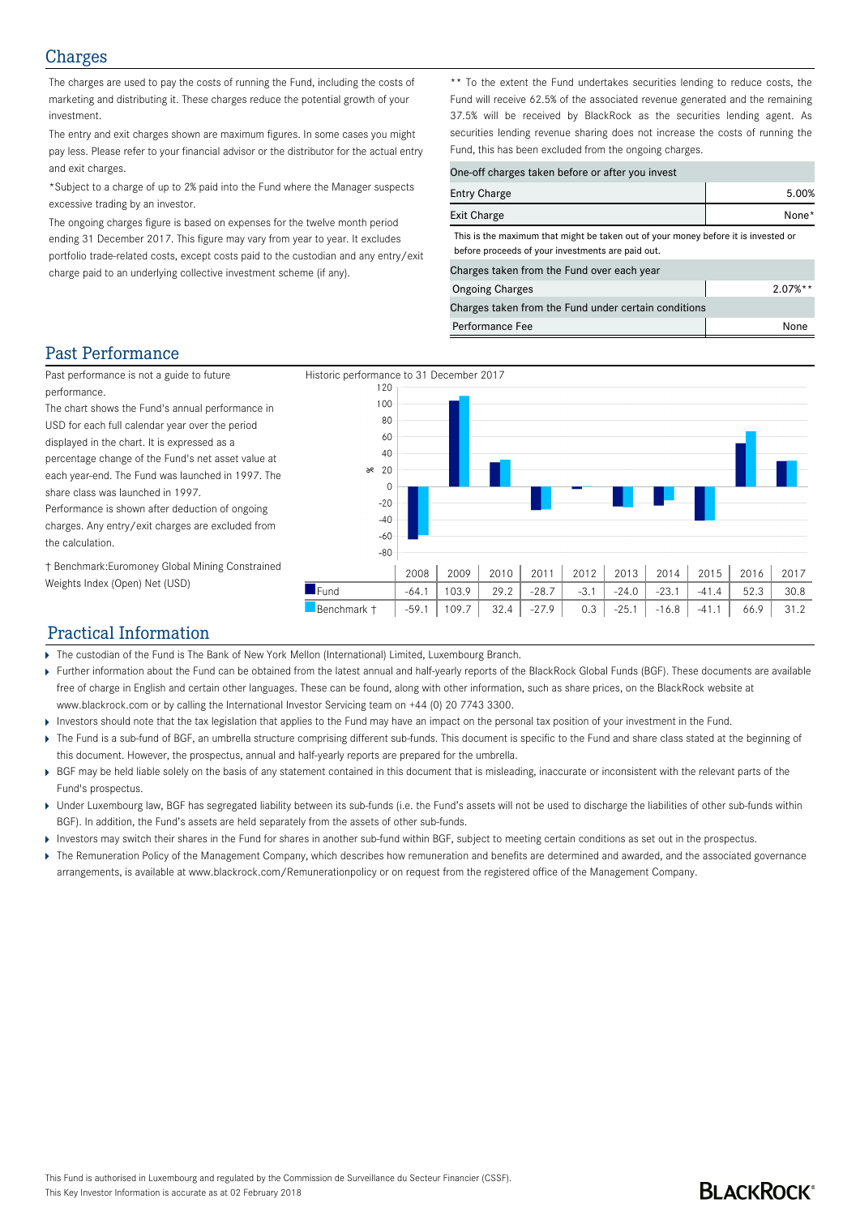## Charges

The charges are used to pay the costs of running the Fund, including the costs of marketing and distributing it. These charges reduce the potential growth of your investment.

The entry and exit charges shown are maximum figures. In some cases you might pay less. Please refer to your financial advisor or the distributor for the actual entry and exit charges.

*Subject to a charge of up to 2% paid into the Fund where the Manager suspects excessive trading by an investor.

The ongoing charges figure is based on expenses for the twelve month period ending 31 December 2017. This figure may vary from year to year. It excludes portfolio trade-related costs, except costs paid to the custodian and any entry/exit charge paid to an underlying collective investment scheme (if any).

** To the extent the Fund undertakes securities lending to reduce costs, the Fund will receive 62.5% of the associated revenue generated and the remaining 37.5% will be received by BlackRock as the securities lending agent. As securities lending revenue sharing does not increase the costs of running the Fund, this has been excluded from the ongoing charges.

| One-off charges taken before or after you invest | |
|---|---|
| Entry Charge | 5.00% |
| Exit Charge | None* |
| This is the maximum that might be taken out of your money before it is invested or before proceeds of your investments are paid out. | |
| **Charges taken from the Fund over each year** | |
| Ongoing Charges | 2.07%** |
| **Charges taken from the Fund under certain conditions** | |
| Performance Fee | None |

## Past Performance

Past performance is not a guide to future performance.

The chart shows the Fund's annual performance in USD for each full calendar year over the period displayed in the chart. It is expressed as a percentage change of the Fund's net asset value at each year-end. The Fund was launched in 1997. The share class was launched in 1997.

Performance is shown after deduction of ongoing charges. Any entry/exit charges are excluded from the calculation.

† Benchmark:Euromoney Global Mining Constrained Weights Index (Open) Net (USD)

Historic performance to 31 December 2017

%

120
100
80
60
40
20
0
-20
-40
-60
-80

| | 2008 | 2009 | 2010 | 2011 | 2012 | 2013 | 2014 | 2015 | 2016 | 2017 |
|---|---|---|---|---|---|---|---|---|---|---|
| Fund | -64.1 | 103.9 | 29.2 | -28.7 | -3.1 | -24.0 | -23.1 | -41.4 | 52.3 | 30.8 |
| Benchmark † | -59.1 | 109.7 | 32.4 | -27.9 | 0.3 | -25.1 | -16.8 | -41.1 | 66.9 | 31.2 |

## Practical Information

- The custodian of the Fund is The Bank of New York Mellon (International) Limited, Luxembourg Branch.
- Further information about the Fund can be obtained from the latest annual and half-yearly reports of the BlackRock Global Funds (BGF). These documents are available free of charge in English and certain other languages. These can be found, along with other information, such as share prices, on the BlackRock website at www.blackrock.com or by calling the International Investor Servicing team on +44 (0) 20 7743 3300.
- Investors should note that the tax legislation that applies to the Fund may have an impact on the personal tax position of your investment in the Fund.
- The Fund is a sub-fund of BGF, an umbrella structure comprising different sub-funds. This document is specific to the Fund and share class stated at the beginning of this document. However, the prospectus, annual and half-yearly reports are prepared for the umbrella.
- BGF may be held liable solely on the basis of any statement contained in this document that is misleading, inaccurate or inconsistent with the relevant parts of the Fund's prospectus.
- Under Luxembourg law, BGF has segregated liability between its sub-funds (i.e. the Fund's assets will not be used to discharge the liabilities of other sub-funds within BGF). In addition, the Fund's assets are held separately from the assets of other sub-funds.
- Investors may switch their shares in the Fund for shares in another sub-fund within BGF, subject to meeting certain conditions as set out in the prospectus.
- The Remuneration Policy of the Management Company, which describes how remuneration and benefits are determined and awarded, and the associated governance arrangements, is available at www.blackrock.com/Remunerationpolicy or on request from the registered office of the Management Company.

This Fund is authorised in Luxembourg and regulated by the Commission de Surveillance du Secteur Financier (CSSF).
This Key Investor Information is accurate as at 02 February 2018

BLACKROCK®